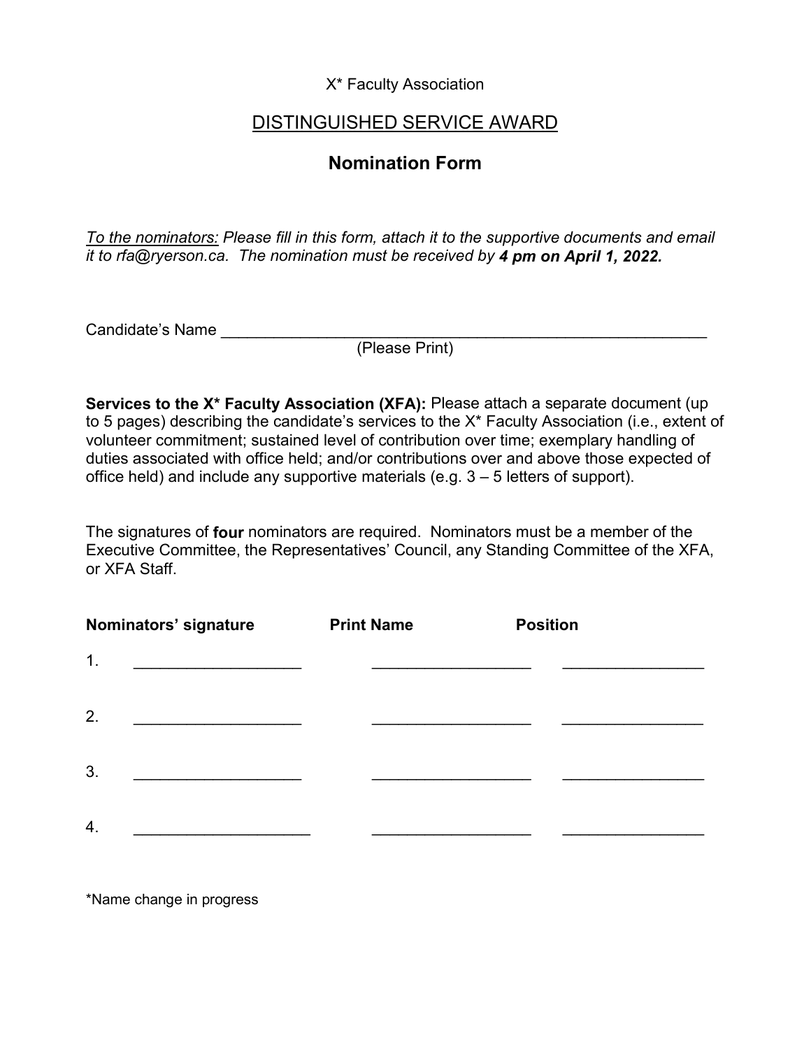X* Faculty Association

# DISTINGUISHED SERVICE AWARD

## Nomination Form

*To the nominators: Please fill in this form, attach it to the supportive documents and email it to rfa@ryerson.ca. The nomination must be received by* ***4 pm on April 1, 2022.***

Candidate's Name ___________________________________________________________
(Please Print)

**Services to the X* Faculty Association (XFA):** Please attach a separate document (up to 5 pages) describing the candidate's services to the X* Faculty Association (i.e., extent of volunteer commitment; sustained level of contribution over time; exemplary handling of duties associated with office held; and/or contributions over and above those expected of office held) and include any supportive materials (e.g. 3 – 5 letters of support).

The signatures of **four** nominators are required. Nominators must be a member of the Executive Committee, the Representatives' Council, any Standing Committee of the XFA, or XFA Staff.

| Nominators' signature | Print Name | Position |
| --- | --- | --- |
| 1. ___________________ | __________________ | ________________ |
| 2. ___________________ | __________________ | ________________ |
| 3. ___________________ | __________________ | ________________ |
| 4. ___________________ | __________________ | ________________ |

*Name change in progress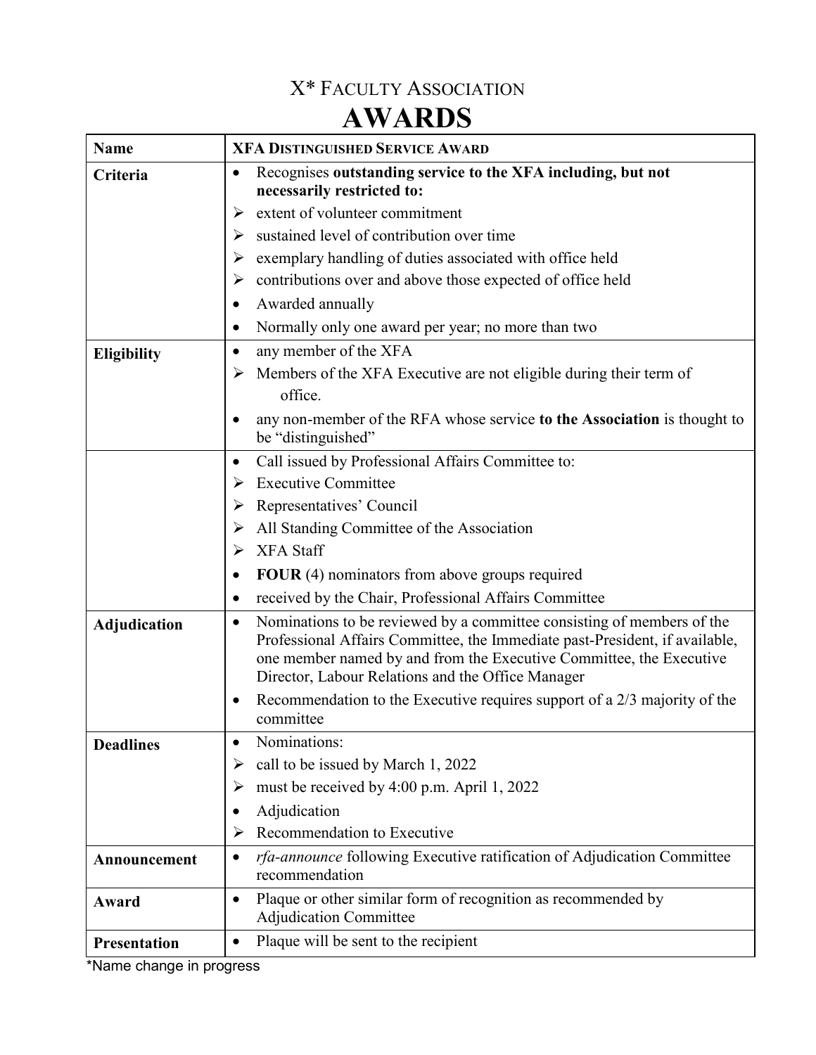# X* Faculty Association

# AWARDS

| Name | **XFA Distinguished Service Award** |
|---|---|
| **Criteria** | • Recognises **outstanding service to the XFA including, but not necessarily restricted to:**<br>➢ extent of volunteer commitment<br>➢ sustained level of contribution over time<br>➢ exemplary handling of duties associated with office held<br>➢ contributions over and above those expected of office held<br>• Awarded annually<br>• Normally only one award per year; no more than two |
| **Eligibility** | • any member of the XFA<br>➢ Members of the XFA Executive are not eligible during their term of office.<br>• any non-member of the RFA whose service **to the Association** is thought to be "distinguished" |
| | • Call issued by Professional Affairs Committee to:<br>➢ Executive Committee<br>➢ Representatives' Council<br>➢ All Standing Committee of the Association<br>➢ XFA Staff<br>• **FOUR** (4) nominators from above groups required<br>• received by the Chair, Professional Affairs Committee |
| **Adjudication** | • Nominations to be reviewed by a committee consisting of members of the Professional Affairs Committee, the Immediate past-President, if available, one member named by and from the Executive Committee, the Executive Director, Labour Relations and the Office Manager<br>• Recommendation to the Executive requires support of a 2/3 majority of the committee |
| **Deadlines** | • Nominations:<br>➢ call to be issued by March 1, 2022<br>➢ must be received by 4:00 p.m. April 1, 2022<br>• Adjudication<br>➢ Recommendation to Executive |
| **Announcement** | • *rfa-announce* following Executive ratification of Adjudication Committee recommendation |
| **Award** | • Plaque or other similar form of recognition as recommended by Adjudication Committee |
| **Presentation** | • Plaque will be sent to the recipient |

*Name change in progress